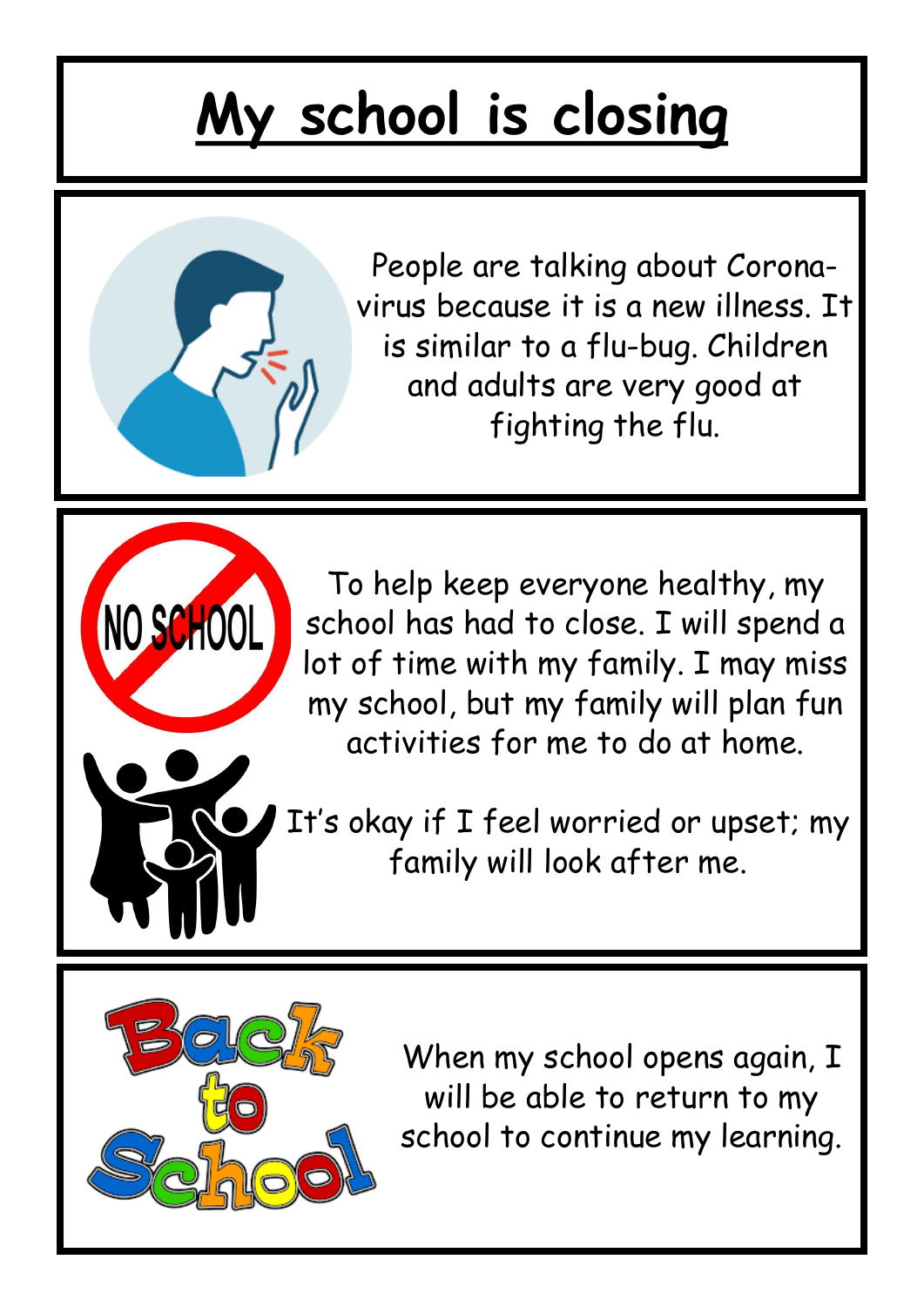# My school is closing

People are talking about Corona-virus because it is a new illness. It is similar to a flu-bug. Children and adults are very good at fighting the flu.

To help keep everyone healthy, my school has had to close. I will spend a lot of time with my family. I may miss my school, but my family will plan fun activities for me to do at home.

It's okay if I feel worried or upset; my family will look after me.

When my school opens again, I will be able to return to my school to continue my learning.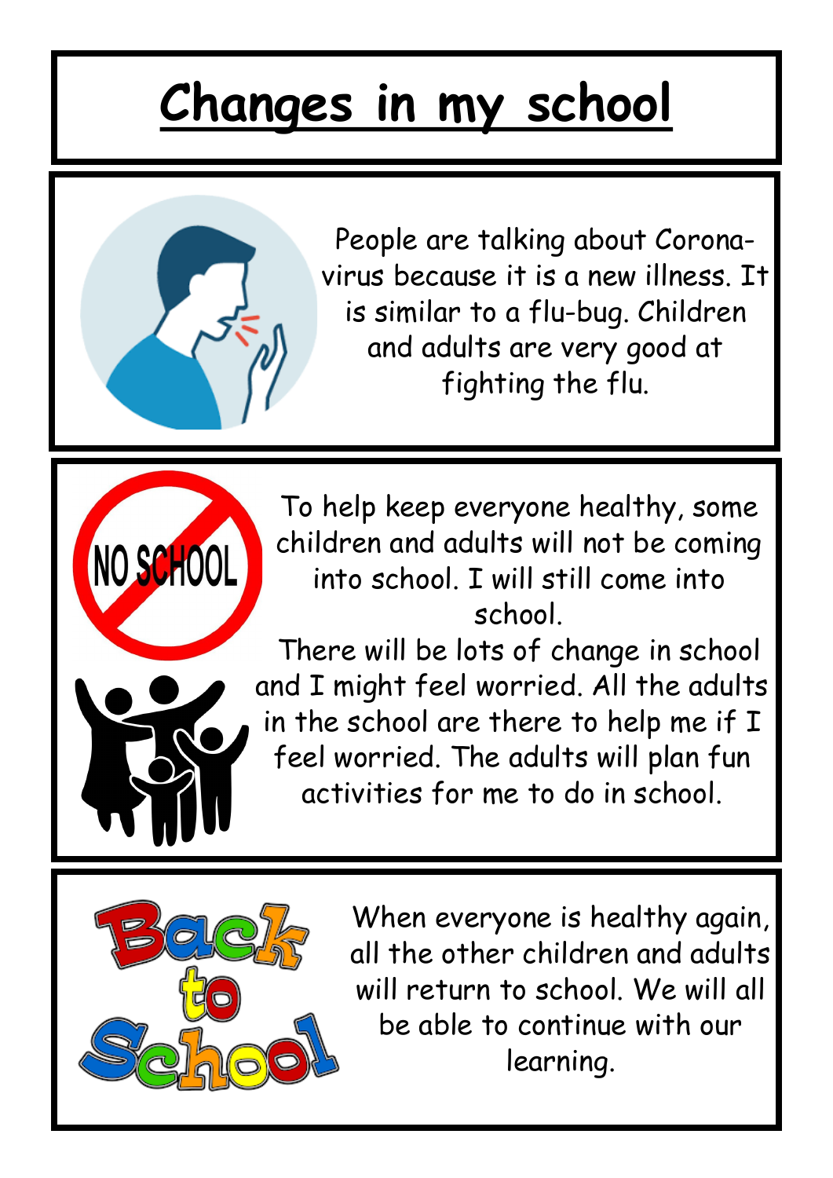# Changes in my school

People are talking about Corona-virus because it is a new illness. It is similar to a flu-bug. Children and adults are very good at fighting the flu.

To help keep everyone healthy, some children and adults will not be coming into school. I will still come into school.

There will be lots of change in school and I might feel worried. All the adults in the school are there to help me if I feel worried. The adults will plan fun activities for me to do in school.

When everyone is healthy again, all the other children and adults will return to school. We will all be able to continue with our learning.